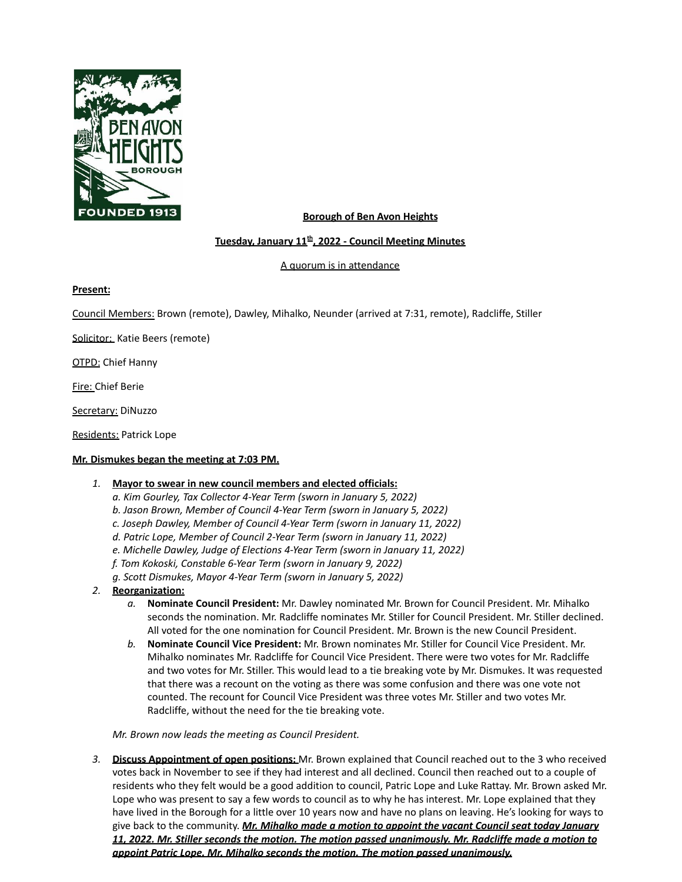**Borough of Ben Avon Heights**

**Tuesday, January 11th, 2022 - Council Meeting Minutes**

A quorum is in attendance

**Present:**

Council Members: Brown (remote), Dawley, Mihalko, Neunder (arrived at 7:31, remote), Radcliffe, Stiller

Solicitor: Katie Beers (remote)

OTPD: Chief Hanny

Fire: Chief Berie

Secretary: DiNuzzo

Residents: Patrick Lope

**Mr. Dismukes began the meeting at 7:03 PM.**

1. **Mayor to swear in new council members and elected officials:**
   *a. Kim Gourley, Tax Collector 4-Year Term (sworn in January 5, 2022)*
   *b. Jason Brown, Member of Council 4-Year Term (sworn in January 5, 2022)*
   *c. Joseph Dawley, Member of Council 4-Year Term (sworn in January 11, 2022)*
   *d. Patric Lope, Member of Council 2-Year Term (sworn in January 11, 2022)*
   *e. Michelle Dawley, Judge of Elections 4-Year Term (sworn in January 11, 2022)*
   *f. Tom Kokoski, Constable 6-Year Term (sworn in January 9, 2022)*
   *g. Scott Dismukes, Mayor 4-Year Term (sworn in January 5, 2022)*
2. **Reorganization:**
   a. **Nominate Council President:** Mr. Dawley nominated Mr. Brown for Council President. Mr. Mihalko seconds the nomination. Mr. Radcliffe nominates Mr. Stiller for Council President. Mr. Stiller declined. All voted for the one nomination for Council President. Mr. Brown is the new Council President.
   b. **Nominate Council Vice President:** Mr. Brown nominates Mr. Stiller for Council Vice President. Mr. Mihalko nominates Mr. Radcliffe for Council Vice President. There were two votes for Mr. Radcliffe and two votes for Mr. Stiller. This would lead to a tie breaking vote by Mr. Dismukes. It was requested that there was a recount on the voting as there was some confusion and there was one vote not counted. The recount for Council Vice President was three votes Mr. Stiller and two votes Mr. Radcliffe, without the need for the tie breaking vote.

   *Mr. Brown now leads the meeting as Council President.*

3. **Discuss Appointment of open positions:** Mr. Brown explained that Council reached out to the 3 who received votes back in November to see if they had interest and all declined. Council then reached out to a couple of residents who they felt would be a good addition to council, Patric Lope and Luke Rattay. Mr. Brown asked Mr. Lope who was present to say a few words to council as to why he has interest. Mr. Lope explained that they have lived in the Borough for a little over 10 years now and have no plans on leaving. He's looking for ways to give back to the community. ***Mr. Mihalko made a motion to appoint the vacant Council seat today January 11, 2022. Mr. Stiller seconds the motion. The motion passed unanimously. Mr. Radcliffe made a motion to appoint Patric Lope. Mr. Mihalko seconds the motion. The motion passed unanimously.***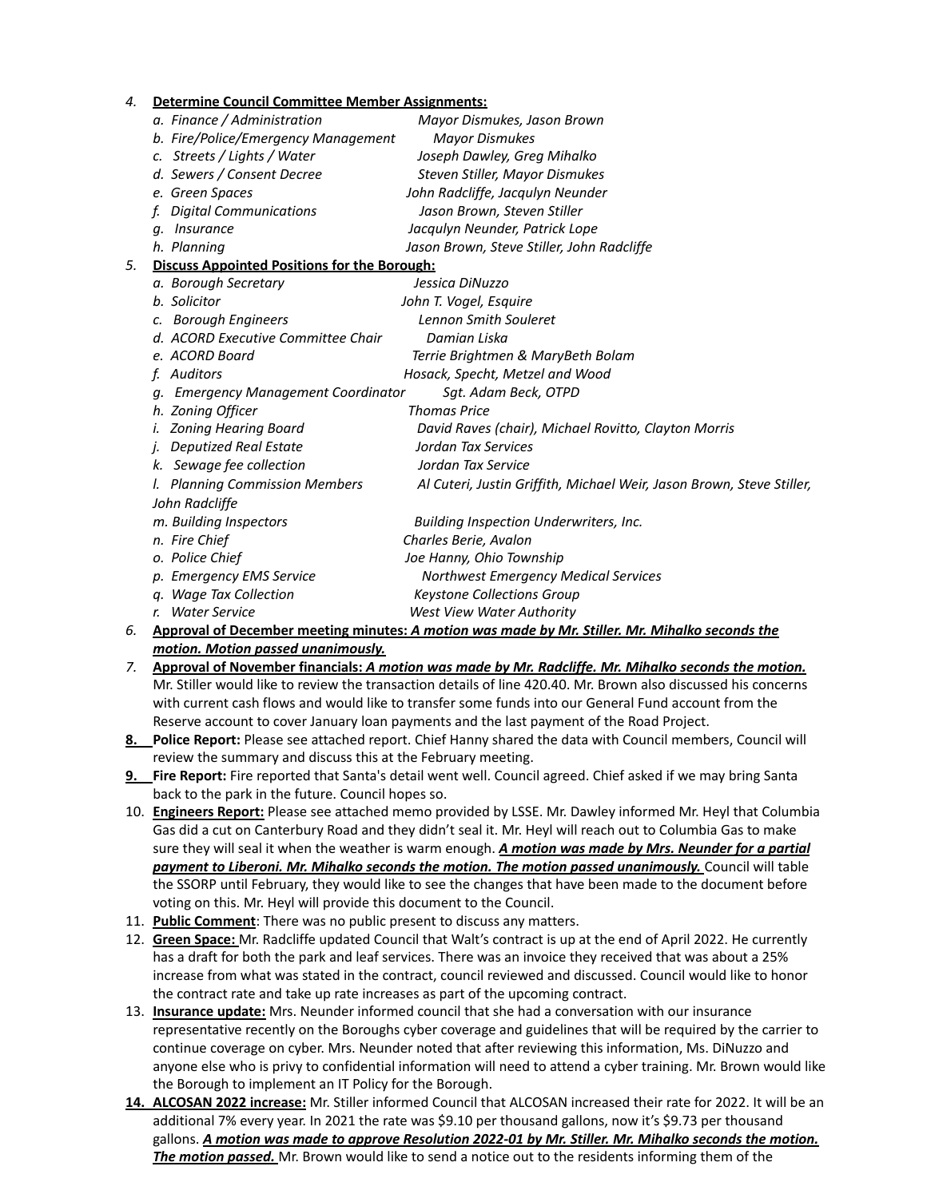4. **Determine Council Committee Member Assignments:**
   - *a. Finance / Administration — Mayor Dismukes, Jason Brown*
   - *b. Fire/Police/Emergency Management — Mayor Dismukes*
   - *c. Streets / Lights / Water — Joseph Dawley, Greg Mihalko*
   - *d. Sewers / Consent Decree — Steven Stiller, Mayor Dismukes*
   - *e. Green Spaces — John Radcliffe, Jacqulyn Neunder*
   - *f. Digital Communications — Jason Brown, Steven Stiller*
   - *g. Insurance — Jacqulyn Neunder, Patrick Lope*
   - *h. Planning — Jason Brown, Steve Stiller, John Radcliffe*
5. **Discuss Appointed Positions for the Borough:**
   - *a. Borough Secretary — Jessica DiNuzzo*
   - *b. Solicitor — John T. Vogel, Esquire*
   - *c. Borough Engineers — Lennon Smith Souleret*
   - *d. ACORD Executive Committee Chair — Damian Liska*
   - *e. ACORD Board — Terrie Brightmen & MaryBeth Bolam*
   - *f. Auditors — Hosack, Specht, Metzel and Wood*
   - *g. Emergency Management Coordinator — Sgt. Adam Beck, OTPD*
   - *h. Zoning Officer — Thomas Price*
   - *i. Zoning Hearing Board — David Raves (chair), Michael Rovitto, Clayton Morris*
   - *j. Deputized Real Estate — Jordan Tax Services*
   - *k. Sewage fee collection — Jordan Tax Service*
   - *l. Planning Commission Members — Al Cuteri, Justin Griffith, Michael Weir, Jason Brown, Steve Stiller, John Radcliffe*
   - *m. Building Inspectors — Building Inspection Underwriters, Inc.*
   - *n. Fire Chief — Charles Berie, Avalon*
   - *o. Police Chief — Joe Hanny, Ohio Township*
   - *p. Emergency EMS Service — Northwest Emergency Medical Services*
   - *q. Wage Tax Collection — Keystone Collections Group*
   - *r. Water Service — West View Water Authority*
6. **Approval of December meeting minutes: *A motion was made by Mr. Stiller. Mr. Mihalko seconds the motion. Motion passed unanimously.***
7. **Approval of November financials: *A motion was made by Mr. Radcliffe. Mr. Mihalko seconds the motion.*** Mr. Stiller would like to review the transaction details of line 420.40. Mr. Brown also discussed his concerns with current cash flows and would like to transfer some funds into our General Fund account from the Reserve account to cover January loan payments and the last payment of the Road Project.
8. **Police Report:** Please see attached report. Chief Hanny shared the data with Council members, Council will review the summary and discuss this at the February meeting.
9. **Fire Report:** Fire reported that Santa's detail went well. Council agreed. Chief asked if we may bring Santa back to the park in the future. Council hopes so.
10. **Engineers Report:** Please see attached memo provided by LSSE. Mr. Dawley informed Mr. Heyl that Columbia Gas did a cut on Canterbury Road and they didn't seal it. Mr. Heyl will reach out to Columbia Gas to make sure they will seal it when the weather is warm enough. ***A motion was made by Mrs. Neunder for a partial payment to Liberoni. Mr. Mihalko seconds the motion. The motion passed unanimously.*** Council will table the SSORP until February, they would like to see the changes that have been made to the document before voting on this. Mr. Heyl will provide this document to the Council.
11. **Public Comment**: There was no public present to discuss any matters.
12. **Green Space:** Mr. Radcliffe updated Council that Walt's contract is up at the end of April 2022. He currently has a draft for both the park and leaf services. There was an invoice they received that was about a 25% increase from what was stated in the contract, council reviewed and discussed. Council would like to honor the contract rate and take up rate increases as part of the upcoming contract.
13. **Insurance update:** Mrs. Neunder informed council that she had a conversation with our insurance representative recently on the Boroughs cyber coverage and guidelines that will be required by the carrier to continue coverage on cyber. Mrs. Neunder noted that after reviewing this information, Ms. DiNuzzo and anyone else who is privy to confidential information will need to attend a cyber training. Mr. Brown would like the Borough to implement an IT Policy for the Borough.
14. **ALCOSAN 2022 increase:** Mr. Stiller informed Council that ALCOSAN increased their rate for 2022. It will be an additional 7% every year. In 2021 the rate was $9.10 per thousand gallons, now it's $9.73 per thousand gallons. ***A motion was made to approve Resolution 2022-01 by Mr. Stiller. Mr. Mihalko seconds the motion. The motion passed.*** Mr. Brown would like to send a notice out to the residents informing them of the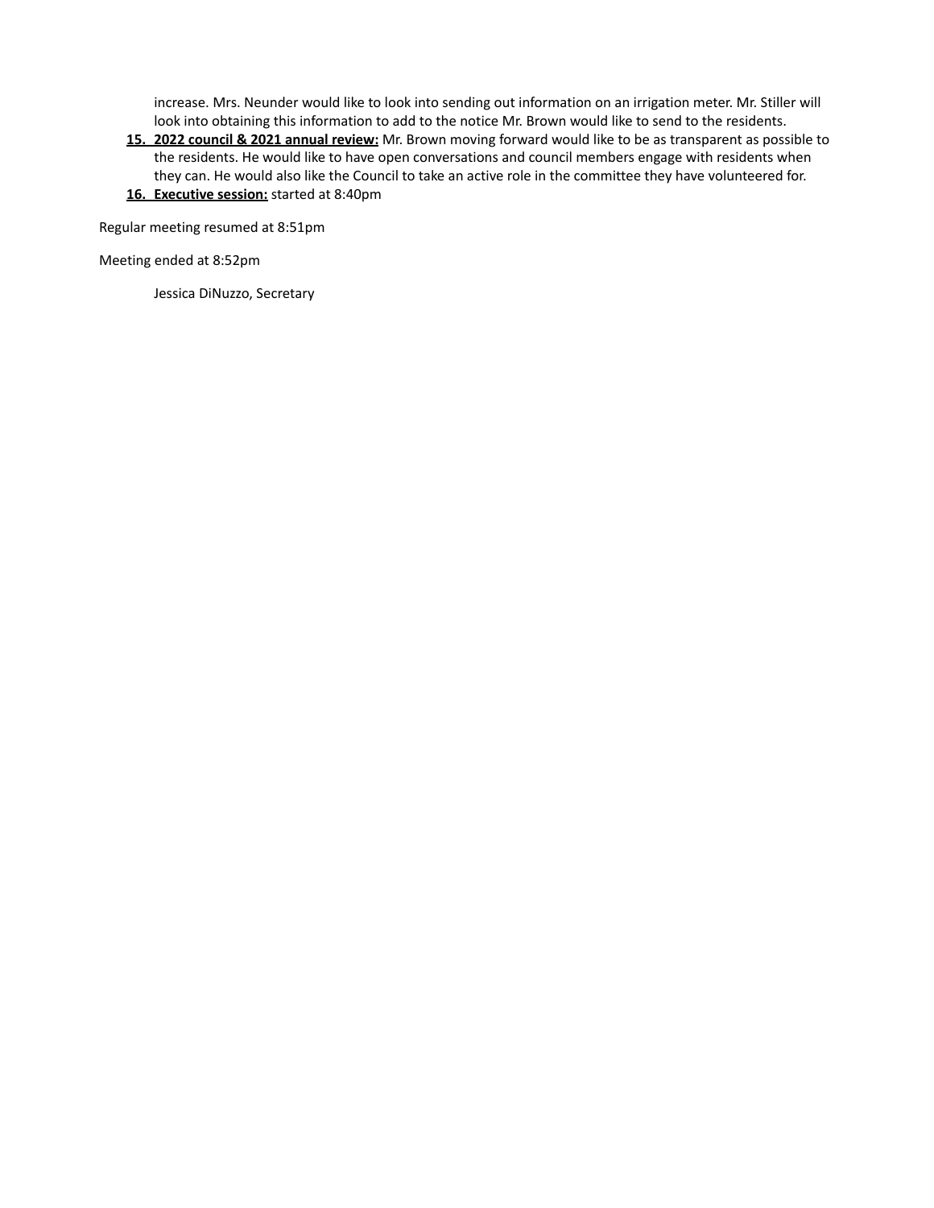increase. Mrs. Neunder would like to look into sending out information on an irrigation meter. Mr. Stiller will look into obtaining this information to add to the notice Mr. Brown would like to send to the residents.

15. **2022 council & 2021 annual review:** Mr. Brown moving forward would like to be as transparent as possible to the residents. He would like to have open conversations and council members engage with residents when they can. He would also like the Council to take an active role in the committee they have volunteered for.
16. **Executive session:** started at 8:40pm

Regular meeting resumed at 8:51pm

Meeting ended at 8:52pm

Jessica DiNuzzo, Secretary